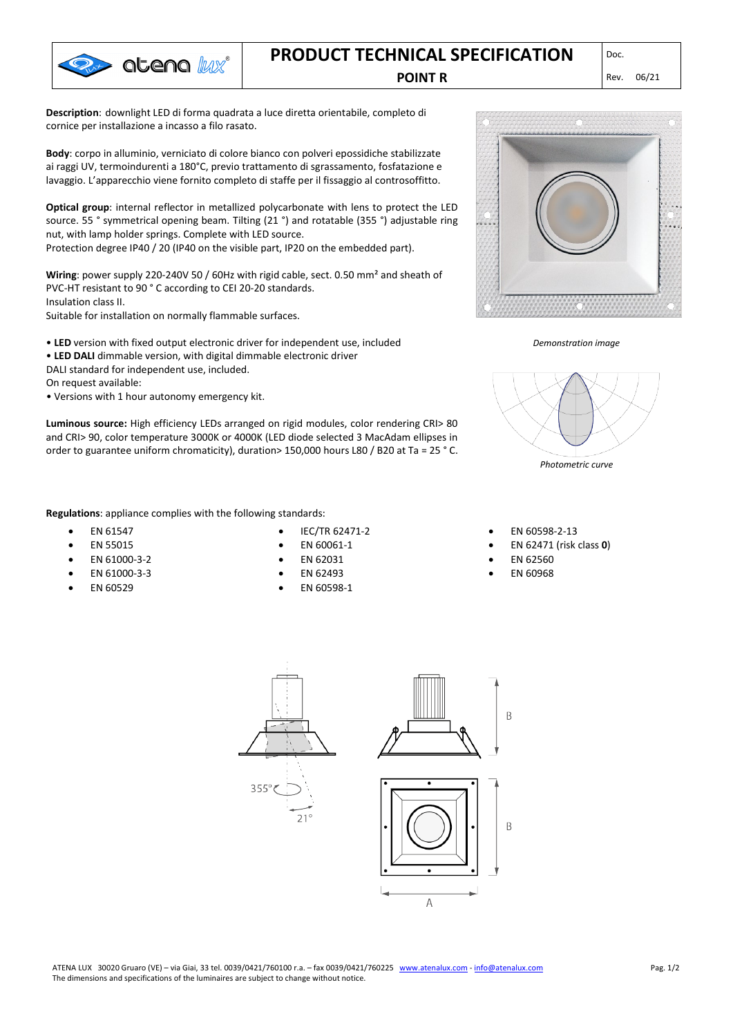# PRODUCT TECHNICAL SPECIFICATION

## POINT R

Doc.

Rev. 06/21

**Description**: downlight LED di forma quadrata a luce diretta orientabile, completo di cornice per installazione a incasso a filo rasato.

**Body**: corpo in alluminio, verniciato di colore bianco con polveri epossidiche stabilizzate ai raggi UV, termoindurenti a 180°C, previo trattamento di sgrassamento, fosfatazione e lavaggio. L'apparecchio viene fornito completo di staffe per il fissaggio al controsoffitto.

**Optical group**: internal reflector in metallized polycarbonate with lens to protect the LED source. 55 ° symmetrical opening beam. Tilting (21 °) and rotatable (355 °) adjustable ring nut, with lamp holder springs. Complete with LED source.
Protection degree IP40 / 20 (IP40 on the visible part, IP20 on the embedded part).

**Wiring**: power supply 220-240V 50 / 60Hz with rigid cable, sect. 0.50 mm² and sheath of PVC-HT resistant to 90 ° C according to CEI 20-20 standards.
Insulation class II.
Suitable for installation on normally flammable surfaces.

• **LED** version with fixed output electronic driver for independent use, included
• **LED DALI** dimmable version, with digital dimmable electronic driver
DALI standard for independent use, included.
On request available:
• Versions with 1 hour autonomy emergency kit.

**Luminous source:** High efficiency LEDs arranged on rigid modules, color rendering CRI> 80 and CRI> 90, color temperature 3000K or 4000K (LED diode selected 3 MacAdam ellipses in order to guarantee uniform chromaticity), duration> 150,000 hours L80 / B20 at Ta = 25 ° C.

*Demonstration image*

*Photometric curve*

**Regulations**: appliance complies with the following standards:

- EN 61547
- EN 55015
- EN 61000-3-2
- EN 61000-3-3
- EN 60529
- IEC/TR 62471-2
- EN 60061-1
- EN 62031
- EN 62493
- EN 60598-1
- EN 60598-2-13
- EN 62471 (risk class **0**)
- EN 62560
- EN 60968

355°

21°

B

B

A

ATENA LUX 30020 Gruaro (VE) – via Giai, 33 tel. 0039/0421/760100 r.a. – fax 0039/0421/760225 www.atenalux.com - info@atenalux.com
The dimensions and specifications of the luminaires are subject to change without notice.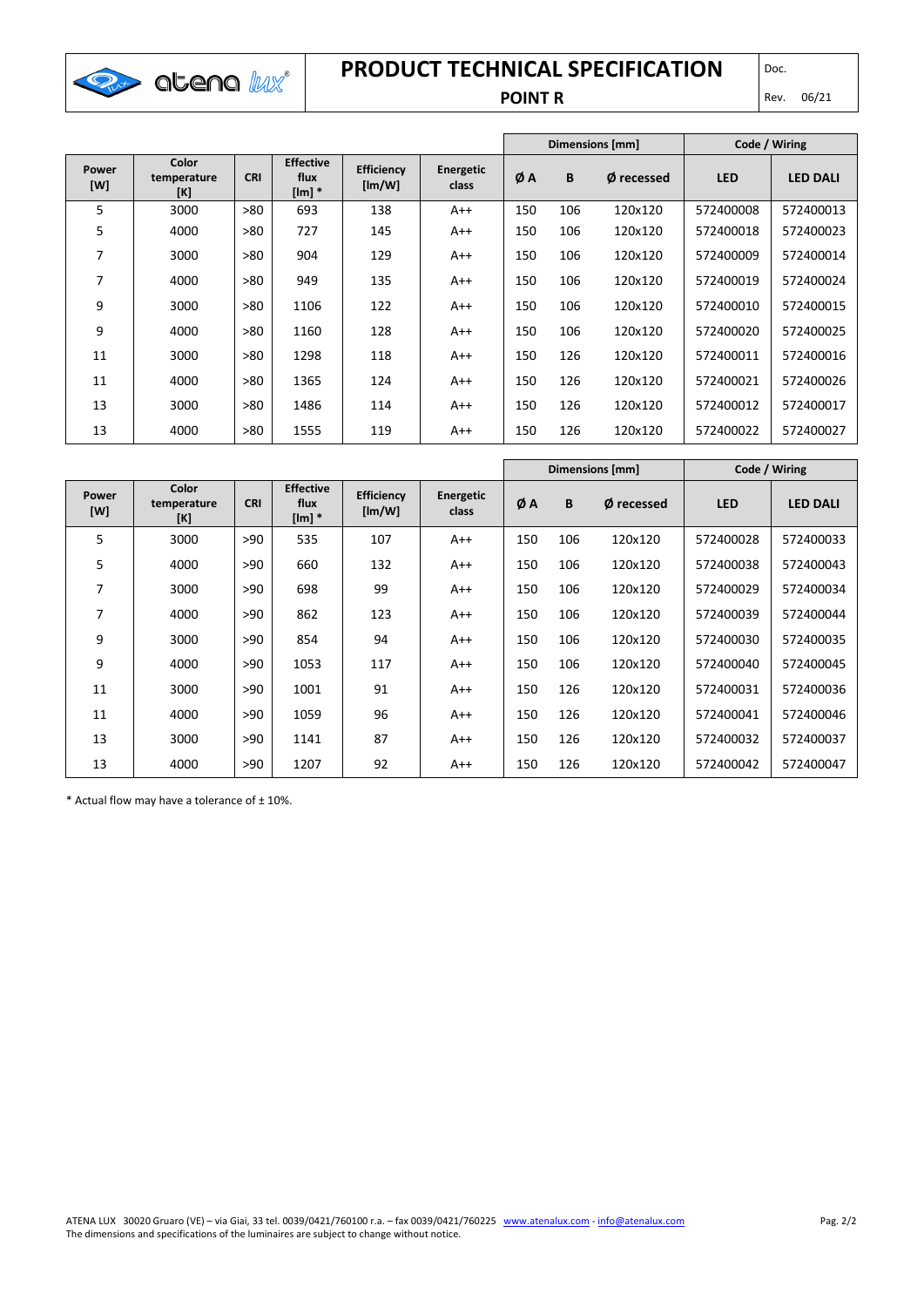| | | | | | | Dimensions [mm] | | | Code / Wiring | |
|---|---|---|---|---|---|---|---|---|---|---|
| Power [W] | Color temperature [K] | CRI | Effective flux [lm] * | Efficiency [lm/W] | Energetic class | Ø A | B | Ø recessed | LED | LED DALI |
| 5 | 3000 | >80 | 693 | 138 | A++ | 150 | 106 | 120x120 | 572400008 | 572400013 |
| 5 | 4000 | >80 | 727 | 145 | A++ | 150 | 106 | 120x120 | 572400018 | 572400023 |
| 7 | 3000 | >80 | 904 | 129 | A++ | 150 | 106 | 120x120 | 572400009 | 572400014 |
| 7 | 4000 | >80 | 949 | 135 | A++ | 150 | 106 | 120x120 | 572400019 | 572400024 |
| 9 | 3000 | >80 | 1106 | 122 | A++ | 150 | 106 | 120x120 | 572400010 | 572400015 |
| 9 | 4000 | >80 | 1160 | 128 | A++ | 150 | 106 | 120x120 | 572400020 | 572400025 |
| 11 | 3000 | >80 | 1298 | 118 | A++ | 150 | 126 | 120x120 | 572400011 | 572400016 |
| 11 | 4000 | >80 | 1365 | 124 | A++ | 150 | 126 | 120x120 | 572400021 | 572400026 |
| 13 | 3000 | >80 | 1486 | 114 | A++ | 150 | 126 | 120x120 | 572400012 | 572400017 |
| 13 | 4000 | >80 | 1555 | 119 | A++ | 150 | 126 | 120x120 | 572400022 | 572400027 |

| | | | | | | Dimensions [mm] | | | Code / Wiring | |
|---|---|---|---|---|---|---|---|---|---|---|
| Power [W] | Color temperature [K] | CRI | Effective flux [lm] * | Efficiency [lm/W] | Energetic class | Ø A | B | Ø recessed | LED | LED DALI |
| 5 | 3000 | >90 | 535 | 107 | A++ | 150 | 106 | 120x120 | 572400028 | 572400033 |
| 5 | 4000 | >90 | 660 | 132 | A++ | 150 | 106 | 120x120 | 572400038 | 572400043 |
| 7 | 3000 | >90 | 698 | 99 | A++ | 150 | 106 | 120x120 | 572400029 | 572400034 |
| 7 | 4000 | >90 | 862 | 123 | A++ | 150 | 106 | 120x120 | 572400039 | 572400044 |
| 9 | 3000 | >90 | 854 | 94 | A++ | 150 | 106 | 120x120 | 572400030 | 572400035 |
| 9 | 4000 | >90 | 1053 | 117 | A++ | 150 | 106 | 120x120 | 572400040 | 572400045 |
| 11 | 3000 | >90 | 1001 | 91 | A++ | 150 | 126 | 120x120 | 572400031 | 572400036 |
| 11 | 4000 | >90 | 1059 | 96 | A++ | 150 | 126 | 120x120 | 572400041 | 572400046 |
| 13 | 3000 | >90 | 1141 | 87 | A++ | 150 | 126 | 120x120 | 572400032 | 572400037 |
| 13 | 4000 | >90 | 1207 | 92 | A++ | 150 | 126 | 120x120 | 572400042 | 572400047 |

* Actual flow may have a tolerance of ± 10%.